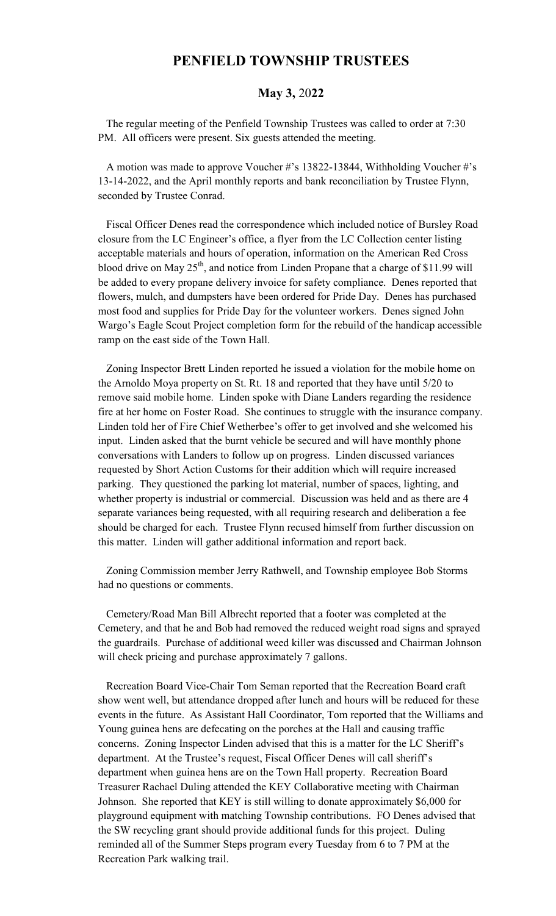# PENFIELD TOWNSHIP TRUSTEES

## May 3, 2022

The regular meeting of the Penfield Township Trustees was called to order at 7:30 PM. All officers were present. Six guests attended the meeting.

A motion was made to approve Voucher #'s 13822-13844, Withholding Voucher #'s 13-14-2022, and the April monthly reports and bank reconciliation by Trustee Flynn, seconded by Trustee Conrad.

Fiscal Officer Denes read the correspondence which included notice of Bursley Road closure from the LC Engineer's office, a flyer from the LC Collection center listing acceptable materials and hours of operation, information on the American Red Cross blood drive on May 25th, and notice from Linden Propane that a charge of $11.99 will be added to every propane delivery invoice for safety compliance. Denes reported that flowers, mulch, and dumpsters have been ordered for Pride Day. Denes has purchased most food and supplies for Pride Day for the volunteer workers. Denes signed John Wargo's Eagle Scout Project completion form for the rebuild of the handicap accessible ramp on the east side of the Town Hall.

Zoning Inspector Brett Linden reported he issued a violation for the mobile home on the Arnoldo Moya property on St. Rt. 18 and reported that they have until 5/20 to remove said mobile home. Linden spoke with Diane Landers regarding the residence fire at her home on Foster Road. She continues to struggle with the insurance company. Linden told her of Fire Chief Wetherbee's offer to get involved and she welcomed his input. Linden asked that the burnt vehicle be secured and will have monthly phone conversations with Landers to follow up on progress. Linden discussed variances requested by Short Action Customs for their addition which will require increased parking. They questioned the parking lot material, number of spaces, lighting, and whether property is industrial or commercial. Discussion was held and as there are 4 separate variances being requested, with all requiring research and deliberation a fee should be charged for each. Trustee Flynn recused himself from further discussion on this matter. Linden will gather additional information and report back.

Zoning Commission member Jerry Rathwell, and Township employee Bob Storms had no questions or comments.

Cemetery/Road Man Bill Albrecht reported that a footer was completed at the Cemetery, and that he and Bob had removed the reduced weight road signs and sprayed the guardrails. Purchase of additional weed killer was discussed and Chairman Johnson will check pricing and purchase approximately 7 gallons.

Recreation Board Vice-Chair Tom Seman reported that the Recreation Board craft show went well, but attendance dropped after lunch and hours will be reduced for these events in the future. As Assistant Hall Coordinator, Tom reported that the Williams and Young guinea hens are defecating on the porches at the Hall and causing traffic concerns. Zoning Inspector Linden advised that this is a matter for the LC Sheriff's department. At the Trustee's request, Fiscal Officer Denes will call sheriff's department when guinea hens are on the Town Hall property. Recreation Board Treasurer Rachael Duling attended the KEY Collaborative meeting with Chairman Johnson. She reported that KEY is still willing to donate approximately $6,000 for playground equipment with matching Township contributions. FO Denes advised that the SW recycling grant should provide additional funds for this project. Duling reminded all of the Summer Steps program every Tuesday from 6 to 7 PM at the Recreation Park walking trail.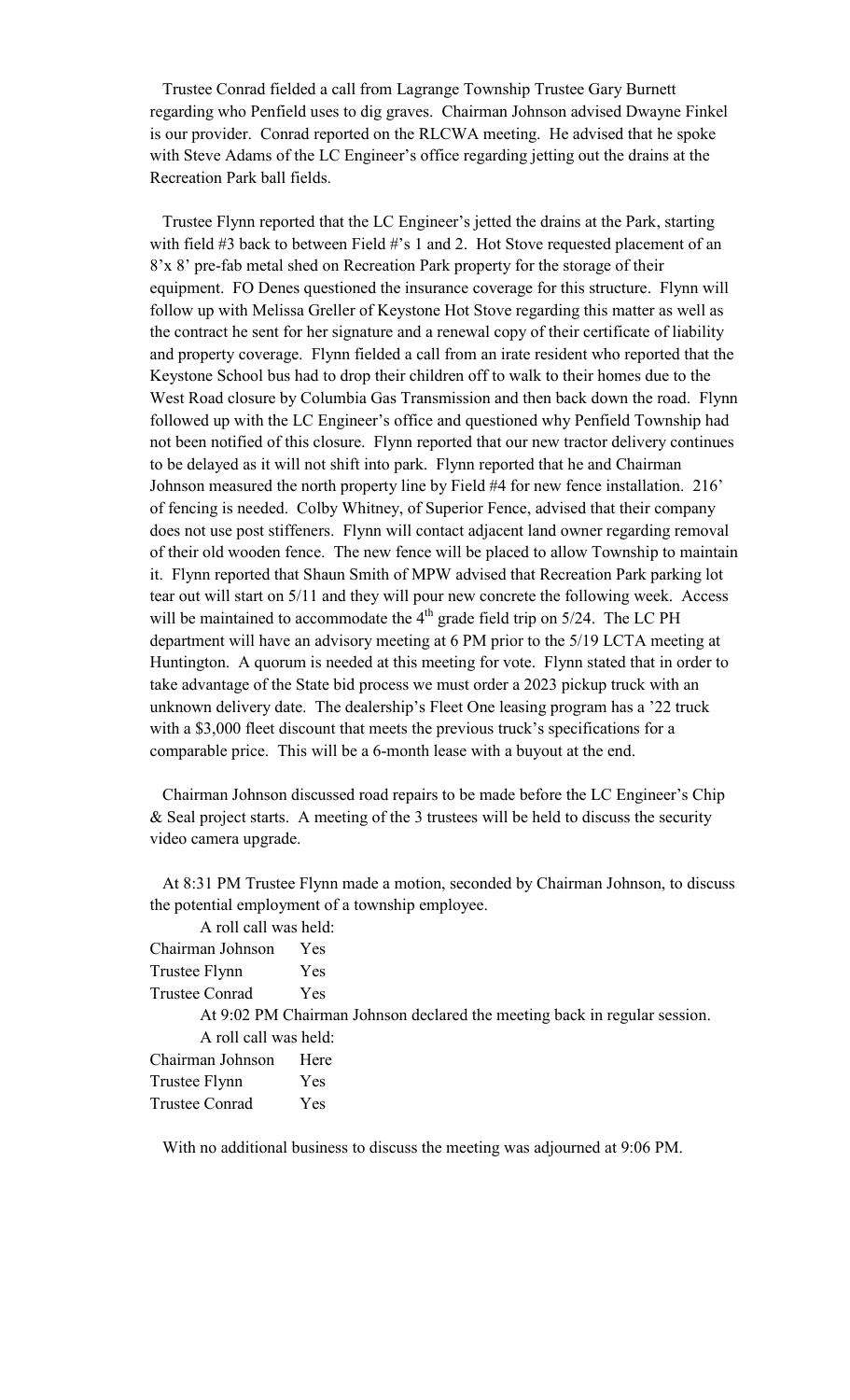Trustee Conrad fielded a call from Lagrange Township Trustee Gary Burnett regarding who Penfield uses to dig graves. Chairman Johnson advised Dwayne Finkel is our provider. Conrad reported on the RLCWA meeting. He advised that he spoke with Steve Adams of the LC Engineer's office regarding jetting out the drains at the Recreation Park ball fields.

Trustee Flynn reported that the LC Engineer's jetted the drains at the Park, starting with field #3 back to between Field #'s 1 and 2. Hot Stove requested placement of an 8'x 8' pre-fab metal shed on Recreation Park property for the storage of their equipment. FO Denes questioned the insurance coverage for this structure. Flynn will follow up with Melissa Greller of Keystone Hot Stove regarding this matter as well as the contract he sent for her signature and a renewal copy of their certificate of liability and property coverage. Flynn fielded a call from an irate resident who reported that the Keystone School bus had to drop their children off to walk to their homes due to the West Road closure by Columbia Gas Transmission and then back down the road. Flynn followed up with the LC Engineer's office and questioned why Penfield Township had not been notified of this closure. Flynn reported that our new tractor delivery continues to be delayed as it will not shift into park. Flynn reported that he and Chairman Johnson measured the north property line by Field #4 for new fence installation. 216' of fencing is needed. Colby Whitney, of Superior Fence, advised that their company does not use post stiffeners. Flynn will contact adjacent land owner regarding removal of their old wooden fence. The new fence will be placed to allow Township to maintain it. Flynn reported that Shaun Smith of MPW advised that Recreation Park parking lot tear out will start on 5/11 and they will pour new concrete the following week. Access will be maintained to accommodate the 4th grade field trip on 5/24. The LC PH department will have an advisory meeting at 6 PM prior to the 5/19 LCTA meeting at Huntington. A quorum is needed at this meeting for vote. Flynn stated that in order to take advantage of the State bid process we must order a 2023 pickup truck with an unknown delivery date. The dealership's Fleet One leasing program has a '22 truck with a $3,000 fleet discount that meets the previous truck's specifications for a comparable price. This will be a 6-month lease with a buyout at the end.

Chairman Johnson discussed road repairs to be made before the LC Engineer's Chip & Seal project starts. A meeting of the 3 trustees will be held to discuss the security video camera upgrade.

At 8:31 PM Trustee Flynn made a motion, seconded by Chairman Johnson, to discuss the potential employment of a township employee.

A roll call was held:

Chairman Johnson Yes
Trustee Flynn Yes
Trustee Conrad Yes

At 9:02 PM Chairman Johnson declared the meeting back in regular session.

A roll call was held:

Chairman Johnson Here
Trustee Flynn Yes
Trustee Conrad Yes

With no additional business to discuss the meeting was adjourned at 9:06 PM.